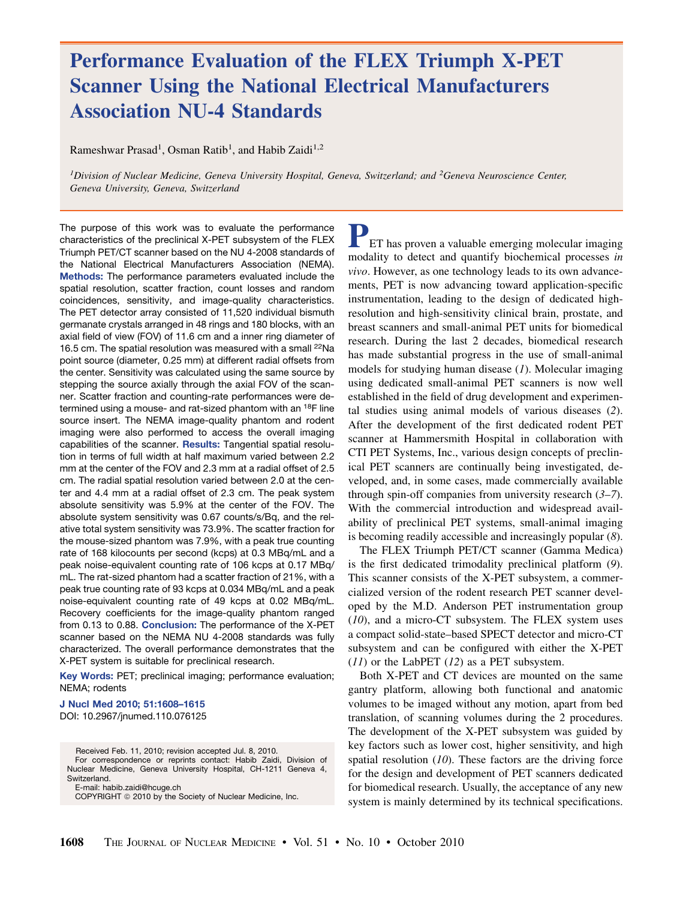# Performance Evaluation of the FLEX Triumph X-PET Scanner Using the National Electrical Manufacturers Association NU-4 Standards

Rameshwar Prasad[1], Osman Ratib[1], and Habib Zaidi[1,2]

*[1]Division of Nuclear Medicine, Geneva University Hospital, Geneva, Switzerland; and [2]Geneva Neuroscience Center, Geneva University, Geneva, Switzerland*

The purpose of this work was to evaluate the performance characteristics of the preclinical X-PET subsystem of the FLEX Triumph PET/CT scanner based on the NU 4-2008 standards of the National Electrical Manufacturers Association (NEMA). **Methods:** The performance parameters evaluated include the spatial resolution, scatter fraction, count losses and random coincidences, sensitivity, and image-quality characteristics. The PET detector array consisted of 11,520 individual bismuth germanate crystals arranged in 48 rings and 180 blocks, with an axial field of view (FOV) of 11.6 cm and a inner ring diameter of 16.5 cm. The spatial resolution was measured with a small $^{22}$Na point source (diameter, 0.25 mm) at different radial offsets from the center. Sensitivity was calculated using the same source by stepping the source axially through the axial FOV of the scanner. Scatter fraction and counting-rate performances were determined using a mouse- and rat-sized phantom with an $^{18}$F line source insert. The NEMA image-quality phantom and rodent imaging were also performed to access the overall imaging capabilities of the scanner. **Results:** Tangential spatial resolution in terms of full width at half maximum varied between 2.2 mm at the center of the FOV and 2.3 mm at a radial offset of 2.5 cm. The radial spatial resolution varied between 2.0 at the center and 4.4 mm at a radial offset of 2.3 cm. The peak system absolute sensitivity was 5.9% at the center of the FOV. The absolute system sensitivity was 0.67 counts/s/Bq, and the relative total system sensitivity was 73.9%. The scatter fraction for the mouse-sized phantom was 7.9%, with a peak true counting rate of 168 kilocounts per second (kcps) at 0.3 MBq/mL and a peak noise-equivalent counting rate of 106 kcps at 0.17 MBq/mL. The rat-sized phantom had a scatter fraction of 21%, with a peak true counting rate of 93 kcps at 0.034 MBq/mL and a peak noise-equivalent counting rate of 49 kcps at 0.02 MBq/mL. Recovery coefficients for the image-quality phantom ranged from 0.13 to 0.88. **Conclusion:** The performance of the X-PET scanner based on the NEMA NU 4-2008 standards was fully characterized. The overall performance demonstrates that the X-PET system is suitable for preclinical research.

**Key Words:** PET; preclinical imaging; performance evaluation; NEMA; rodents

**J Nucl Med 2010; 51:1608–1615**
DOI: 10.2967/jnumed.110.076125

Received Feb. 11, 2010; revision accepted Jul. 8, 2010.
For correspondence or reprints contact: Habib Zaidi, Division of Nuclear Medicine, Geneva University Hospital, CH-1211 Geneva 4, Switzerland.
E-mail: habib.zaidi@hcuge.ch
COPYRIGHT © 2010 by the Society of Nuclear Medicine, Inc.

PET has proven a valuable emerging molecular imaging modality to detect and quantify biochemical processes *in vivo*. However, as one technology leads to its own advancements, PET is now advancing toward application-specific instrumentation, leading to the design of dedicated high-resolution and high-sensitivity clinical brain, prostate, and breast scanners and small-animal PET units for biomedical research. During the last 2 decades, biomedical research has made substantial progress in the use of small-animal models for studying human disease (*1*). Molecular imaging using dedicated small-animal PET scanners is now well established in the field of drug development and experimental studies using animal models of various diseases (*2*). After the development of the first dedicated rodent PET scanner at Hammersmith Hospital in collaboration with CTI PET Systems, Inc., various design concepts of preclinical PET scanners are continually being investigated, developed, and, in some cases, made commercially available through spin-off companies from university research (*3–7*). With the commercial introduction and widespread availability of preclinical PET systems, small-animal imaging is becoming readily accessible and increasingly popular (*8*).

The FLEX Triumph PET/CT scanner (Gamma Medica) is the first dedicated trimodality preclinical platform (*9*). This scanner consists of the X-PET subsystem, a commercialized version of the rodent research PET scanner developed by the M.D. Anderson PET instrumentation group (*10*), and a micro-CT subsystem. The FLEX system uses a compact solid-state–based SPECT detector and micro-CT subsystem and can be configured with either the X-PET (*11*) or the LabPET (*12*) as a PET subsystem.

Both X-PET and CT devices are mounted on the same gantry platform, allowing both functional and anatomic volumes to be imaged without any motion, apart from bed translation, of scanning volumes during the 2 procedures. The development of the X-PET subsystem was guided by key factors such as lower cost, higher sensitivity, and high spatial resolution (*10*). These factors are the driving force for the design and development of PET scanners dedicated for biomedical research. Usually, the acceptance of any new system is mainly determined by its technical specifications.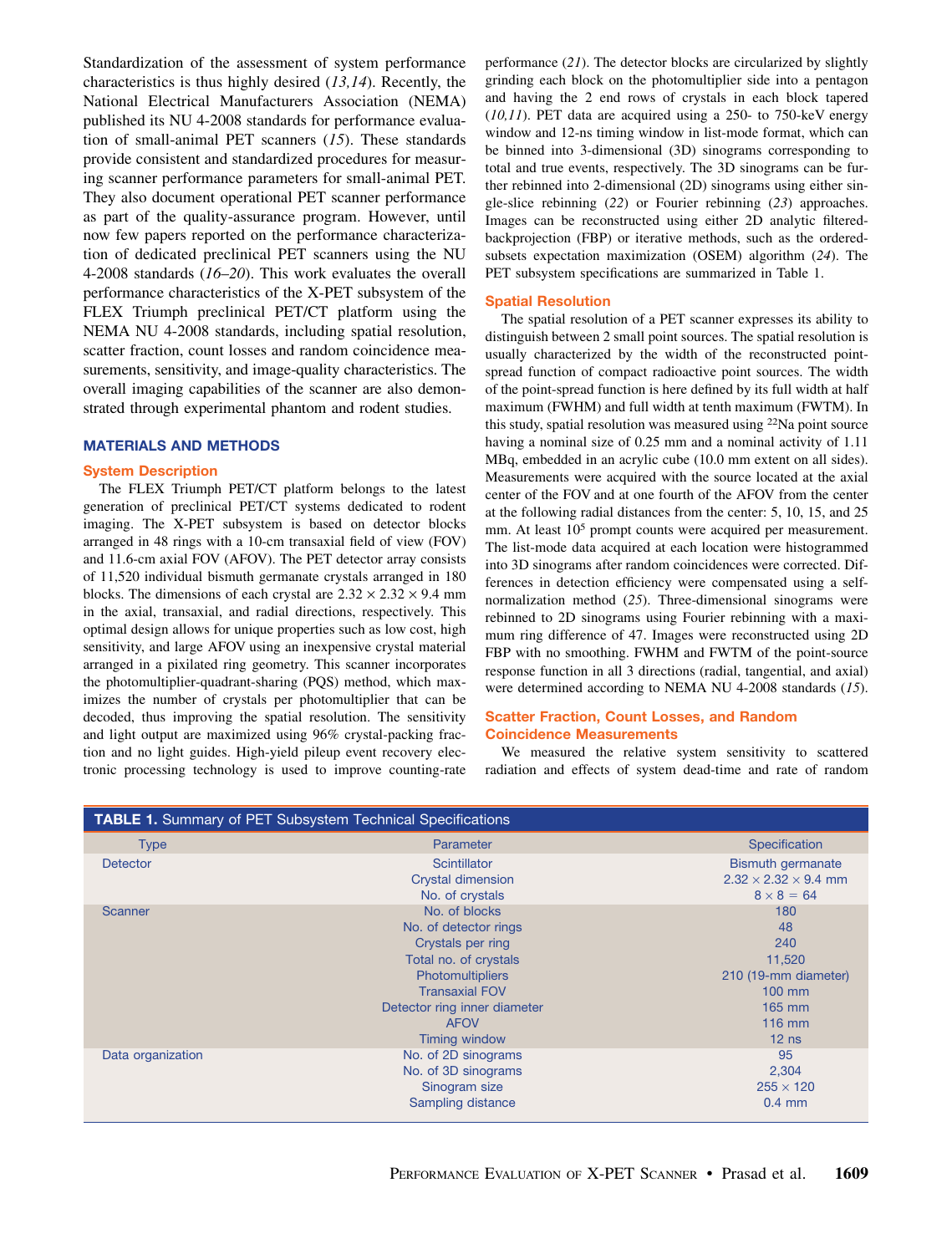Standardization of the assessment of system performance characteristics is thus highly desired (*13,14*). Recently, the National Electrical Manufacturers Association (NEMA) published its NU 4-2008 standards for performance evaluation of small-animal PET scanners (*15*). These standards provide consistent and standardized procedures for measuring scanner performance parameters for small-animal PET. They also document operational PET scanner performance as part of the quality-assurance program. However, until now few papers reported on the performance characterization of dedicated preclinical PET scanners using the NU 4-2008 standards (*16–20*). This work evaluates the overall performance characteristics of the X-PET subsystem of the FLEX Triumph preclinical PET/CT platform using the NEMA NU 4-2008 standards, including spatial resolution, scatter fraction, count losses and random coincidence measurements, sensitivity, and image-quality characteristics. The overall imaging capabilities of the scanner are also demonstrated through experimental phantom and rodent studies.

## MATERIALS AND METHODS

### System Description

The FLEX Triumph PET/CT platform belongs to the latest generation of preclinical PET/CT systems dedicated to rodent imaging. The X-PET subsystem is based on detector blocks arranged in 48 rings with a 10-cm transaxial field of view (FOV) and 11.6-cm axial FOV (AFOV). The PET detector array consists of 11,520 individual bismuth germanate crystals arranged in 180 blocks. The dimensions of each crystal are 2.32 × 2.32 × 9.4 mm in the axial, transaxial, and radial directions, respectively. This optimal design allows for unique properties such as low cost, high sensitivity, and large AFOV using an inexpensive crystal material arranged in a pixilated ring geometry. This scanner incorporates the photomultiplier-quadrant-sharing (PQS) method, which maximizes the number of crystals per photomultiplier that can be decoded, thus improving the spatial resolution. The sensitivity and light output are maximized using 96% crystal-packing fraction and no light guides. High-yield pileup event recovery electronic processing technology is used to improve counting-rate performance (*21*). The detector blocks are circularized by slightly grinding each block on the photomultiplier side into a pentagon and having the 2 end rows of crystals in each block tapered (*10,11*). PET data are acquired using a 250- to 750-keV energy window and 12-ns timing window in list-mode format, which can be binned into 3-dimensional (3D) sinograms corresponding to total and true events, respectively. The 3D sinograms can be further rebinned into 2-dimensional (2D) sinograms using either single-slice rebinning (*22*) or Fourier rebinning (*23*) approaches. Images can be reconstructed using either 2D analytic filtered-backprojection (FBP) or iterative methods, such as the ordered-subsets expectation maximization (OSEM) algorithm (*24*). The PET subsystem specifications are summarized in Table 1.

### Spatial Resolution

The spatial resolution of a PET scanner expresses its ability to distinguish between 2 small point sources. The spatial resolution is usually characterized by the width of the reconstructed point-spread function of compact radioactive point sources. The width of the point-spread function is here defined by its full width at half maximum (FWHM) and full width at tenth maximum (FWTM). In this study, spatial resolution was measured using $^{22}$Na point source having a nominal size of 0.25 mm and a nominal activity of 1.11 MBq, embedded in an acrylic cube (10.0 mm extent on all sides). Measurements were acquired with the source located at the axial center of the FOV and at one fourth of the AFOV from the center at the following radial distances from the center: 5, 10, 15, and 25 mm. At least $10^5$ prompt counts were acquired per measurement. The list-mode data acquired at each location were histogrammed into 3D sinograms after random coincidences were corrected. Differences in detection efficiency were compensated using a self-normalization method (*25*). Three-dimensional sinograms were rebinned to 2D sinograms using Fourier rebinning with a maximum ring difference of 47. Images were reconstructed using 2D FBP with no smoothing. FWHM and FWTM of the point-source response function in all 3 directions (radial, tangential, and axial) were determined according to NEMA NU 4-2008 standards (*15*).

### Scatter Fraction, Count Losses, and Random Coincidence Measurements

We measured the relative system sensitivity to scattered radiation and effects of system dead-time and rate of random

**TABLE 1.** Summary of PET Subsystem Technical Specifications

| Type | Parameter | Specification |
|---|---|---|
| Detector | Scintillator | Bismuth germanate |
| | Crystal dimension | 2.32 × 2.32 × 9.4 mm |
| | No. of crystals | 8 × 8 = 64 |
| Scanner | No. of blocks | 180 |
| | No. of detector rings | 48 |
| | Crystals per ring | 240 |
| | Total no. of crystals | 11,520 |
| | Photomultipliers | 210 (19-mm diameter) |
| | Transaxial FOV | 100 mm |
| | Detector ring inner diameter | 165 mm |
| | AFOV | 116 mm |
| | Timing window | 12 ns |
| Data organization | No. of 2D sinograms | 95 |
| | No. of 3D sinograms | 2,304 |
| | Sinogram size | 255 × 120 |
| | Sampling distance | 0.4 mm |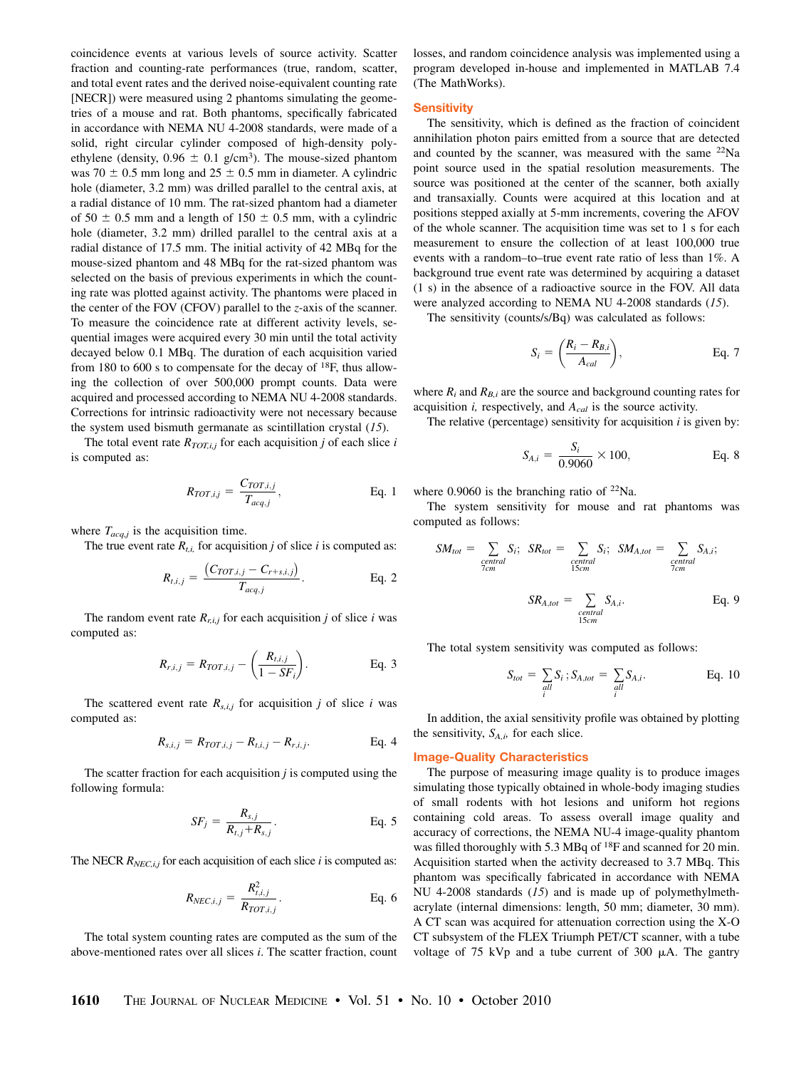coincidence events at various levels of source activity. Scatter fraction and counting-rate performances (true, random, scatter, and total event rates and the derived noise-equivalent counting rate [NECR]) were measured using 2 phantoms simulating the geometries of a mouse and rat. Both phantoms, specifically fabricated in accordance with NEMA NU 4-2008 standards, were made of a solid, right circular cylinder composed of high-density polyethylene (density, 0.96 ± 0.1 g/cm$^3$). The mouse-sized phantom was 70 ± 0.5 mm long and 25 ± 0.5 mm in diameter. A cylindric hole (diameter, 3.2 mm) was drilled parallel to the central axis, at a radial distance of 10 mm. The rat-sized phantom had a diameter of 50 ± 0.5 mm and a length of 150 ± 0.5 mm, with a cylindric hole (diameter, 3.2 mm) drilled parallel to the central axis at a radial distance of 17.5 mm. The initial activity of 42 MBq for the mouse-sized phantom and 48 MBq for the rat-sized phantom was selected on the basis of previous experiments in which the counting rate was plotted against activity. The phantoms were placed in the center of the FOV (CFOV) parallel to the *z*-axis of the scanner. To measure the coincidence rate at different activity levels, sequential images were acquired every 30 min until the total activity decayed below 0.1 MBq. The duration of each acquisition varied from 180 to 600 s to compensate for the decay of $^{18}$F, thus allowing the collection of over 500,000 prompt counts. Data were acquired and processed according to NEMA NU 4-2008 standards. Corrections for intrinsic radioactivity were not necessary because the system used bismuth germanate as scintillation crystal (*15*).

The total event rate $R_{TOT,i,j}$ for each acquisition *j* of each slice *i* is computed as:

$$R_{TOT,i,j} = \frac{C_{TOT,i,j}}{T_{acq,j}}, \qquad \text{Eq. 1}$$

where $T_{acq,j}$ is the acquisition time.

The true event rate $R_{t,i,}$ for acquisition *j* of slice *i* is computed as:

$$R_{t,i,j} = \frac{\left(C_{TOT,i,j} - C_{r+s,i,j}\right)}{T_{acq,j}}. \qquad \text{Eq. 2}$$

The random event rate $R_{r,i,j}$ for each acquisition *j* of slice *i* was computed as:

$$R_{r,i,j} = R_{TOT,i,j} - \left(\frac{R_{t,i,j}}{1 - SF_i}\right). \qquad \text{Eq. 3}$$

The scattered event rate $R_{s,i,j}$ for acquisition *j* of slice *i* was computed as:

$$R_{s,i,j} = R_{TOT,i,j} - R_{t,i,j} - R_{r,i,j}. \qquad \text{Eq. 4}$$

The scatter fraction for each acquisition *j* is computed using the following formula:

$$SF_j = \frac{R_{s,j}}{R_{t,j} + R_{s,j}}. \qquad \text{Eq. 5}$$

The NECR $R_{NEC,i,j}$ for each acquisition of each slice *i* is computed as:

$$R_{NEC,i,j} = \frac{R_{t,i,j}^2}{R_{TOT,i,j}}. \qquad \text{Eq. 6}$$

The total system counting rates are computed as the sum of the above-mentioned rates over all slices *i*. The scatter fraction, count losses, and random coincidence analysis was implemented using a program developed in-house and implemented in MATLAB 7.4 (The MathWorks).

## Sensitivity

The sensitivity, which is defined as the fraction of coincident annihilation photon pairs emitted from a source that are detected and counted by the scanner, was measured with the same $^{22}$Na point source used in the spatial resolution measurements. The source was positioned at the center of the scanner, both axially and transaxially. Counts were acquired at this location and at positions stepped axially at 5-mm increments, covering the AFOV of the whole scanner. The acquisition time was set to 1 s for each measurement to ensure the collection of at least 100,000 true events with a random–to–true event rate ratio of less than 1%. A background true event rate was determined by acquiring a dataset (1 s) in the absence of a radioactive source in the FOV. All data were analyzed according to NEMA NU 4-2008 standards (*15*).

The sensitivity (counts/s/Bq) was calculated as follows:

$$S_i = \left(\frac{R_i - R_{B,i}}{A_{cal}}\right), \qquad \text{Eq. 7}$$

where $R_i$ and $R_{B,i}$ are the source and background counting rates for acquisition *i,* respectively, and $A_{cal}$ is the source activity.

The relative (percentage) sensitivity for acquisition *i* is given by:

$$S_{A,i} = \frac{S_i}{0.9060} \times 100, \qquad \text{Eq. 8}$$

where 0.9060 is the branching ratio of $^{22}$Na.

The system sensitivity for mouse and rat phantoms was computed as follows:

$$SM_{tot} = \sum_{\substack{central\\7cm}} S_i;\ SR_{tot} = \sum_{\substack{central\\15cm}} S_i;\ SM_{A,tot} = \sum_{\substack{central\\7cm}} S_{A,i};$$

$$SR_{A,tot} = \sum_{\substack{central\\15cm}} S_{A,i}. \qquad \text{Eq. 9}$$

The total system sensitivity was computed as follows:

$$S_{tot} = \sum_{\substack{all\\i}} S_i\,;S_{A,tot} = \sum_{\substack{all\\i}} S_{A,i}. \qquad \text{Eq. 10}$$

In addition, the axial sensitivity profile was obtained by plotting the sensitivity, $S_{A,i}$, for each slice.

## Image-Quality Characteristics

The purpose of measuring image quality is to produce images simulating those typically obtained in whole-body imaging studies of small rodents with hot lesions and uniform hot regions containing cold areas. To assess overall image quality and accuracy of corrections, the NEMA NU-4 image-quality phantom was filled thoroughly with 5.3 MBq of $^{18}$F and scanned for 20 min. Acquisition started when the activity decreased to 3.7 MBq. This phantom was specifically fabricated in accordance with NEMA NU 4-2008 standards (*15*) and is made up of polymethylmethacrylate (internal dimensions: length, 50 mm; diameter, 30 mm). A CT scan was acquired for attenuation correction using the X-O CT subsystem of the FLEX Triumph PET/CT scanner, with a tube voltage of 75 kVp and a tube current of 300 μA. The gantry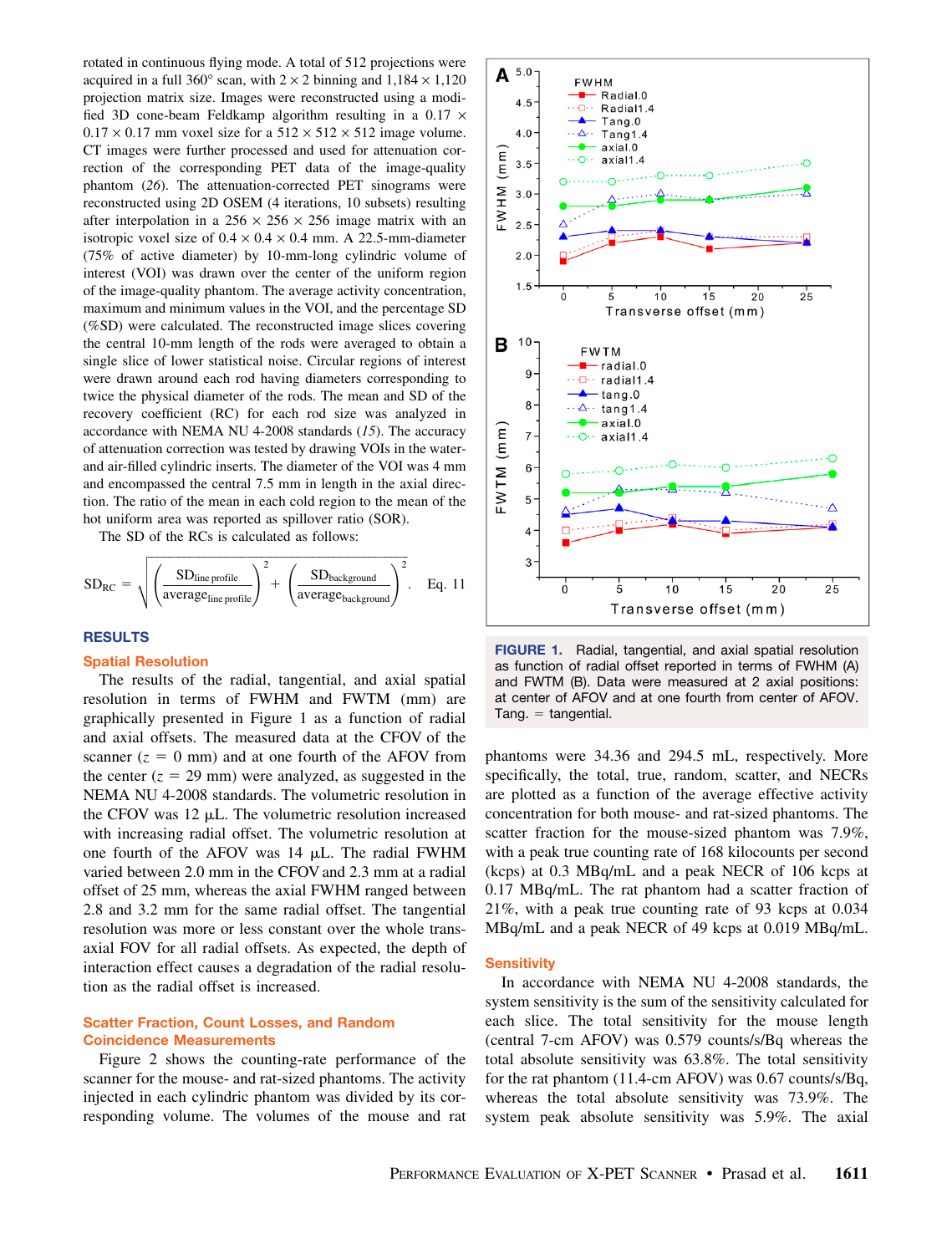rotated in continuous flying mode. A total of 512 projections were acquired in a full 360° scan, with 2 × 2 binning and 1,184 × 1,120 projection matrix size. Images were reconstructed using a modified 3D cone-beam Feldkamp algorithm resulting in a 0.17 × 0.17 × 0.17 mm voxel size for a 512 × 512 × 512 image volume. CT images were further processed and used for attenuation correction of the corresponding PET data of the image-quality phantom (26). The attenuation-corrected PET sinograms were reconstructed using 2D OSEM (4 iterations, 10 subsets) resulting after interpolation in a 256 × 256 × 256 image matrix with an isotropic voxel size of 0.4 × 0.4 × 0.4 mm. A 22.5-mm-diameter (75% of active diameter) by 10-mm-long cylindric volume of interest (VOI) was drawn over the center of the uniform region of the image-quality phantom. The average activity concentration, maximum and minimum values in the VOI, and the percentage SD (%SD) were calculated. The reconstructed image slices covering the central 10-mm length of the rods were averaged to obtain a single slice of lower statistical noise. Circular regions of interest were drawn around each rod having diameters corresponding to twice the physical diameter of the rods. The mean and SD of the recovery coefficient (RC) for each rod size was analyzed in accordance with NEMA NU 4-2008 standards (15). The accuracy of attenuation correction was tested by drawing VOIs in the water- and air-filled cylindric inserts. The diameter of the VOI was 4 mm and encompassed the central 7.5 mm in length in the axial direction. The ratio of the mean in each cold region to the mean of the hot uniform area was reported as spillover ratio (SOR).

The SD of the RCs is calculated as follows:

$$SD_{RC} = \sqrt{\left(\frac{SD_{\text{line profile}}}{\text{average}_{\text{line profile}}}\right)^2 + \left(\frac{SD_{\text{background}}}{\text{average}_{\text{background}}}\right)^2}. \quad \text{Eq. 11}$$

## RESULTS

### Spatial Resolution

The results of the radial, tangential, and axial spatial resolution in terms of FWHM and FWTM (mm) are graphically presented in Figure 1 as a function of radial and axial offsets. The measured data at the CFOV of the scanner ($z = 0$ mm) and at one fourth of the AFOV from the center ($z = 29$ mm) were analyzed, as suggested in the NEMA NU 4-2008 standards. The volumetric resolution in the CFOV was 12 μL. The volumetric resolution increased with increasing radial offset. The volumetric resolution at one fourth of the AFOV was 14 μL. The radial FWHM varied between 2.0 mm in the CFOV and 2.3 mm at a radial offset of 25 mm, whereas the axial FWHM ranged between 2.8 and 3.2 mm for the same radial offset. The tangential resolution was more or less constant over the whole transaxial FOV for all radial offsets. As expected, the depth of interaction effect causes a degradation of the radial resolution as the radial offset is increased.

**FIGURE 1.** Radial, tangential, and axial spatial resolution as function of radial offset reported in terms of FWHM (A) and FWTM (B). Data were measured at 2 axial positions: at center of AFOV and at one fourth from center of AFOV. Tang. = tangential.

### Scatter Fraction, Count Losses, and Random Coincidence Measurements

Figure 2 shows the counting-rate performance of the scanner for the mouse- and rat-sized phantoms. The activity injected in each cylindric phantom was divided by its corresponding volume. The volumes of the mouse and rat phantoms were 34.36 and 294.5 mL, respectively. More specifically, the total, true, random, scatter, and NECRs are plotted as a function of the average effective activity concentration for both mouse- and rat-sized phantoms. The scatter fraction for the mouse-sized phantom was 7.9%, with a peak true counting rate of 168 kilocounts per second (kcps) at 0.3 MBq/mL and a peak NECR of 106 kcps at 0.17 MBq/mL. The rat phantom had a scatter fraction of 21%, with a peak true counting rate of 93 kcps at 0.034 MBq/mL and a peak NECR of 49 kcps at 0.019 MBq/mL.

### Sensitivity

In accordance with NEMA NU 4-2008 standards, the system sensitivity is the sum of the sensitivity calculated for each slice. The total sensitivity for the mouse length (central 7-cm AFOV) was 0.579 counts/s/Bq whereas the total absolute sensitivity was 63.8%. The total sensitivity for the rat phantom (11.4-cm AFOV) was 0.67 counts/s/Bq, whereas the total absolute sensitivity was 73.9%. The system peak absolute sensitivity was 5.9%. The axial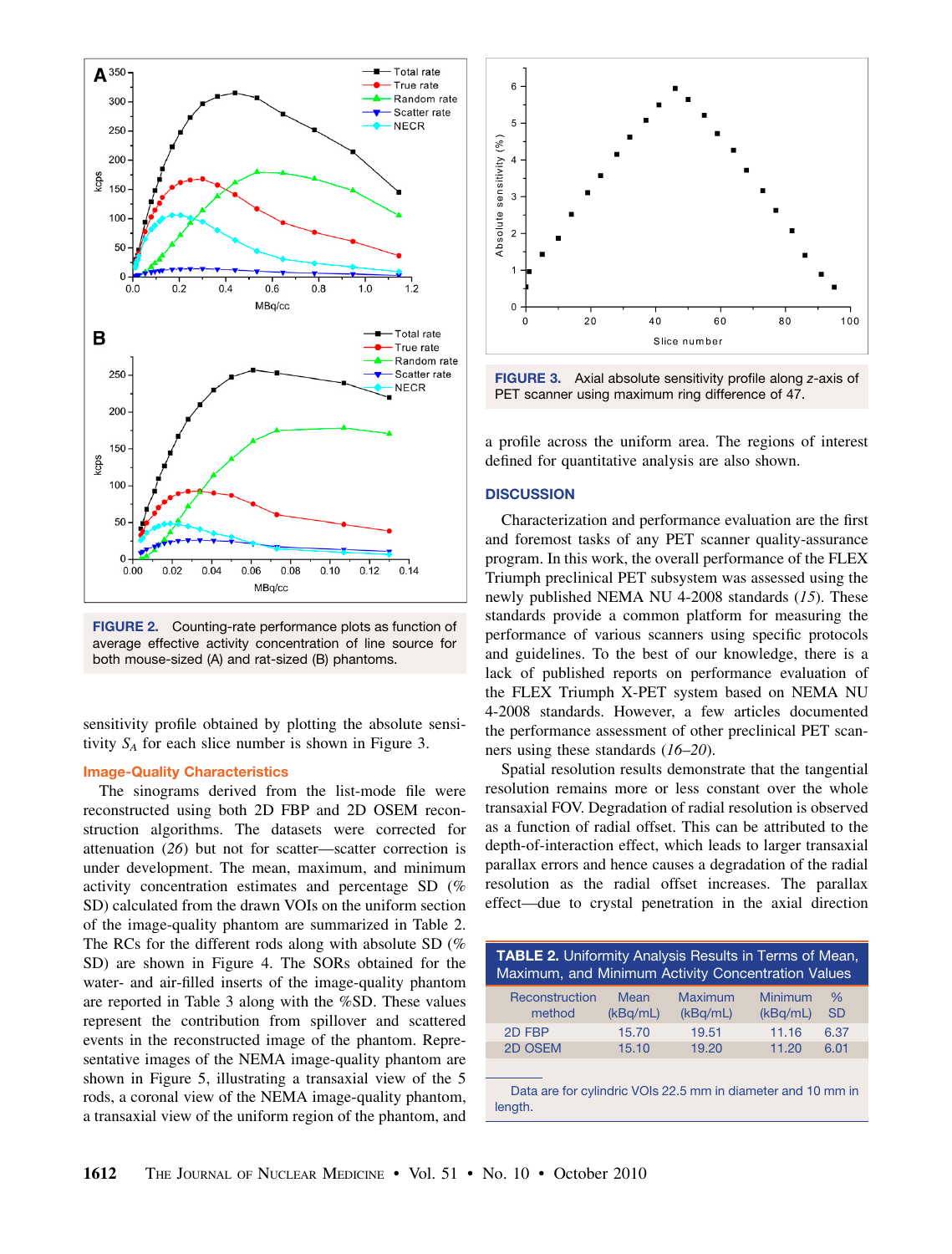FIGURE 2. Counting-rate performance plots as function of average effective activity concentration of line source for both mouse-sized (A) and rat-sized (B) phantoms.

FIGURE 3. Axial absolute sensitivity profile along z-axis of PET scanner using maximum ring difference of 47.

sensitivity profile obtained by plotting the absolute sensitivity $S_A$ for each slice number is shown in Figure 3.

### Image-Quality Characteristics

The sinograms derived from the list-mode file were reconstructed using both 2D FBP and 2D OSEM reconstruction algorithms. The datasets were corrected for attenuation (*26*) but not for scatter—scatter correction is under development. The mean, maximum, and minimum activity concentration estimates and percentage SD (% SD) calculated from the drawn VOIs on the uniform section of the image-quality phantom are summarized in Table 2. The RCs for the different rods along with absolute SD (% SD) are shown in Figure 4. The SORs obtained for the water- and air-filled inserts of the image-quality phantom are reported in Table 3 along with the %SD. These values represent the contribution from spillover and scattered events in the reconstructed image of the phantom. Representative images of the NEMA image-quality phantom are shown in Figure 5, illustrating a transaxial view of the 5 rods, a coronal view of the NEMA image-quality phantom, a transaxial view of the uniform region of the phantom, and a profile across the uniform area. The regions of interest defined for quantitative analysis are also shown.

## DISCUSSION

Characterization and performance evaluation are the first and foremost tasks of any PET scanner quality-assurance program. In this work, the overall performance of the FLEX Triumph preclinical PET subsystem was assessed using the newly published NEMA NU 4-2008 standards (*15*). These standards provide a common platform for measuring the performance of various scanners using specific protocols and guidelines. To the best of our knowledge, there is a lack of published reports on performance evaluation of the FLEX Triumph X-PET system based on NEMA NU 4-2008 standards. However, a few articles documented the performance assessment of other preclinical PET scanners using these standards (*16–20*).

Spatial resolution results demonstrate that the tangential resolution remains more or less constant over the whole transaxial FOV. Degradation of radial resolution is observed as a function of radial offset. This can be attributed to the depth-of-interaction effect, which leads to larger transaxial parallax errors and hence causes a degradation of the radial resolution as the radial offset increases. The parallax effect—due to crystal penetration in the axial direction

**TABLE 2.** Uniformity Analysis Results in Terms of Mean, Maximum, and Minimum Activity Concentration Values

| Reconstruction method | Mean (kBq/mL) | Maximum (kBq/mL) | Minimum (kBq/mL) | % SD |
|---|---|---|---|---|
| 2D FBP | 15.70 | 19.51 | 11.16 | 6.37 |
| 2D OSEM | 15.10 | 19.20 | 11.20 | 6.01 |

Data are for cylindric VOIs 22.5 mm in diameter and 10 mm in length.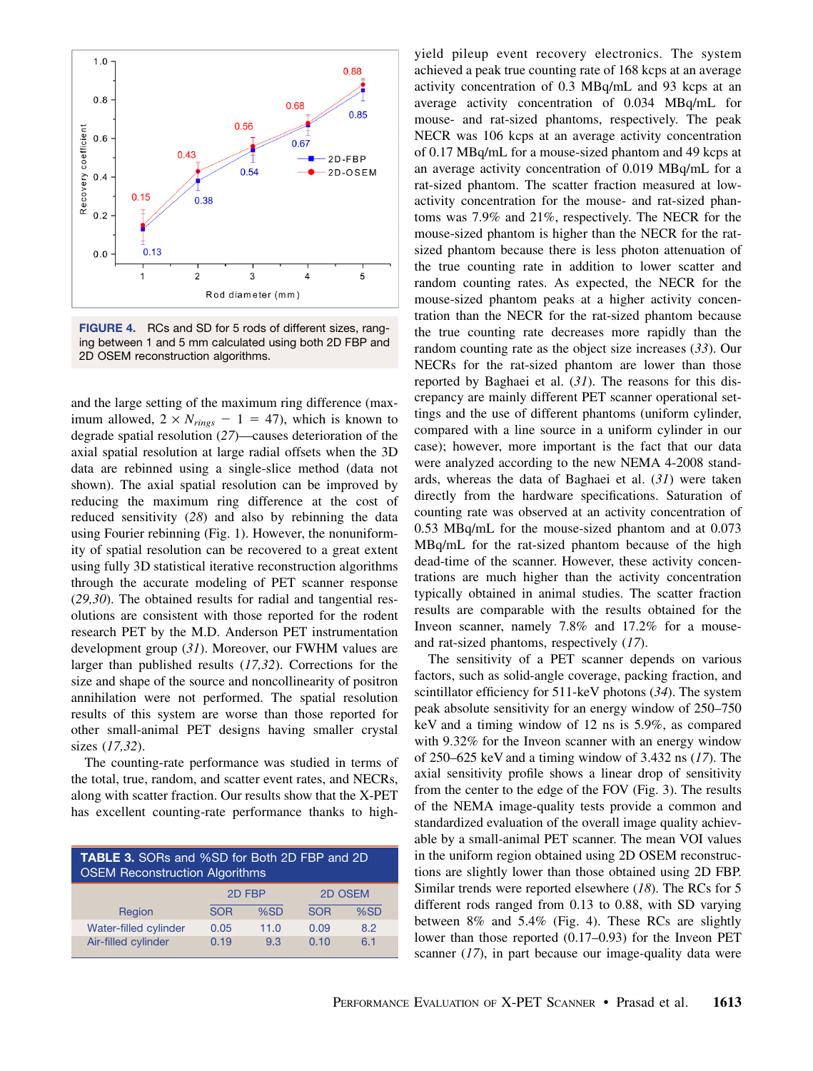FIGURE 4. RCs and SD for 5 rods of different sizes, ranging between 1 and 5 mm calculated using both 2D FBP and 2D OSEM reconstruction algorithms.

and the large setting of the maximum ring difference (maximum allowed, $2 \times N_{rings} - 1 = 47$), which is known to degrade spatial resolution (*27*)—causes deterioration of the axial spatial resolution at large radial offsets when the 3D data are rebinned using a single-slice method (data not shown). The axial spatial resolution can be improved by reducing the maximum ring difference at the cost of reduced sensitivity (*28*) and also by rebinning the data using Fourier rebinning (Fig. 1). However, the nonuniformity of spatial resolution can be recovered to a great extent using fully 3D statistical iterative reconstruction algorithms through the accurate modeling of PET scanner response (*29,30*). The obtained results for radial and tangential resolutions are consistent with those reported for the rodent research PET by the M.D. Anderson PET instrumentation development group (*31*). Moreover, our FWHM values are larger than published results (*17,32*). Corrections for the size and shape of the source and noncollinearity of positron annihilation were not performed. The spatial resolution results of this system are worse than those reported for other small-animal PET designs having smaller crystal sizes (*17,32*).

The counting-rate performance was studied in terms of the total, true, random, and scatter event rates, and NECRs, along with scatter fraction. Our results show that the X-PET has excellent counting-rate performance thanks to high-yield pileup event recovery electronics. The system achieved a peak true counting rate of 168 kcps at an average activity concentration of 0.3 MBq/mL and 93 kcps at an average activity concentration of 0.034 MBq/mL for mouse- and rat-sized phantoms, respectively. The peak NECR was 106 kcps at an average activity concentration of 0.17 MBq/mL for a mouse-sized phantom and 49 kcps at an average activity concentration of 0.019 MBq/mL for a rat-sized phantom. The scatter fraction measured at low-activity concentration for the mouse- and rat-sized phantoms was 7.9% and 21%, respectively. The NECR for the mouse-sized phantom is higher than the NECR for the rat-sized phantom because there is less photon attenuation of the true counting rate in addition to lower scatter and random counting rates. As expected, the NECR for the mouse-sized phantom peaks at a higher activity concentration than the NECR for the rat-sized phantom because the true counting rate decreases more rapidly than the random counting rate as the object size increases (*33*). Our NECRs for the rat-sized phantom are lower than those reported by Baghaei et al. (*31*). The reasons for this discrepancy are mainly different PET scanner operational settings and the use of different phantoms (uniform cylinder, compared with a line source in a uniform cylinder in our case); however, more important is the fact that our data were analyzed according to the new NEMA 4-2008 standards, whereas the data of Baghaei et al. (*31*) were taken directly from the hardware specifications. Saturation of counting rate was observed at an activity concentration of 0.53 MBq/mL for the mouse-sized phantom and at 0.073 MBq/mL for the rat-sized phantom because of the high dead-time of the scanner. However, these activity concentrations are much higher than the activity concentration typically obtained in animal studies. The scatter fraction results are comparable with the results obtained for the Inveon scanner, namely 7.8% and 17.2% for a mouse- and rat-sized phantoms, respectively (*17*).

The sensitivity of a PET scanner depends on various factors, such as solid-angle coverage, packing fraction, and scintillator efficiency for 511-keV photons (*34*). The system peak absolute sensitivity for an energy window of 250–750 keV and a timing window of 12 ns is 5.9%, as compared with 9.32% for the Inveon scanner with an energy window of 250–625 keV and a timing window of 3.432 ns (*17*). The axial sensitivity profile shows a linear drop of sensitivity from the center to the edge of the FOV (Fig. 3). The results of the NEMA image-quality tests provide a common and standardized evaluation of the overall image quality achievable by a small-animal PET scanner. The mean VOI values in the uniform region obtained using 2D OSEM reconstructions are slightly lower than those obtained using 2D FBP. Similar trends were reported elsewhere (*18*). The RCs for 5 different rods ranged from 0.13 to 0.88, with SD varying between 8% and 5.4% (Fig. 4). These RCs are slightly lower than those reported (0.17–0.93) for the Inveon PET scanner (*17*), in part because our image-quality data were

**TABLE 3.** SORs and %SD for Both 2D FBP and 2D OSEM Reconstruction Algorithms

| Region | 2D FBP | | 2D OSEM | |
|---|---|---|---|---|
| | SOR | %SD | SOR | %SD |
| Water-filled cylinder | 0.05 | 11.0 | 0.09 | 8.2 |
| Air-filled cylinder | 0.19 | 9.3 | 0.10 | 6.1 |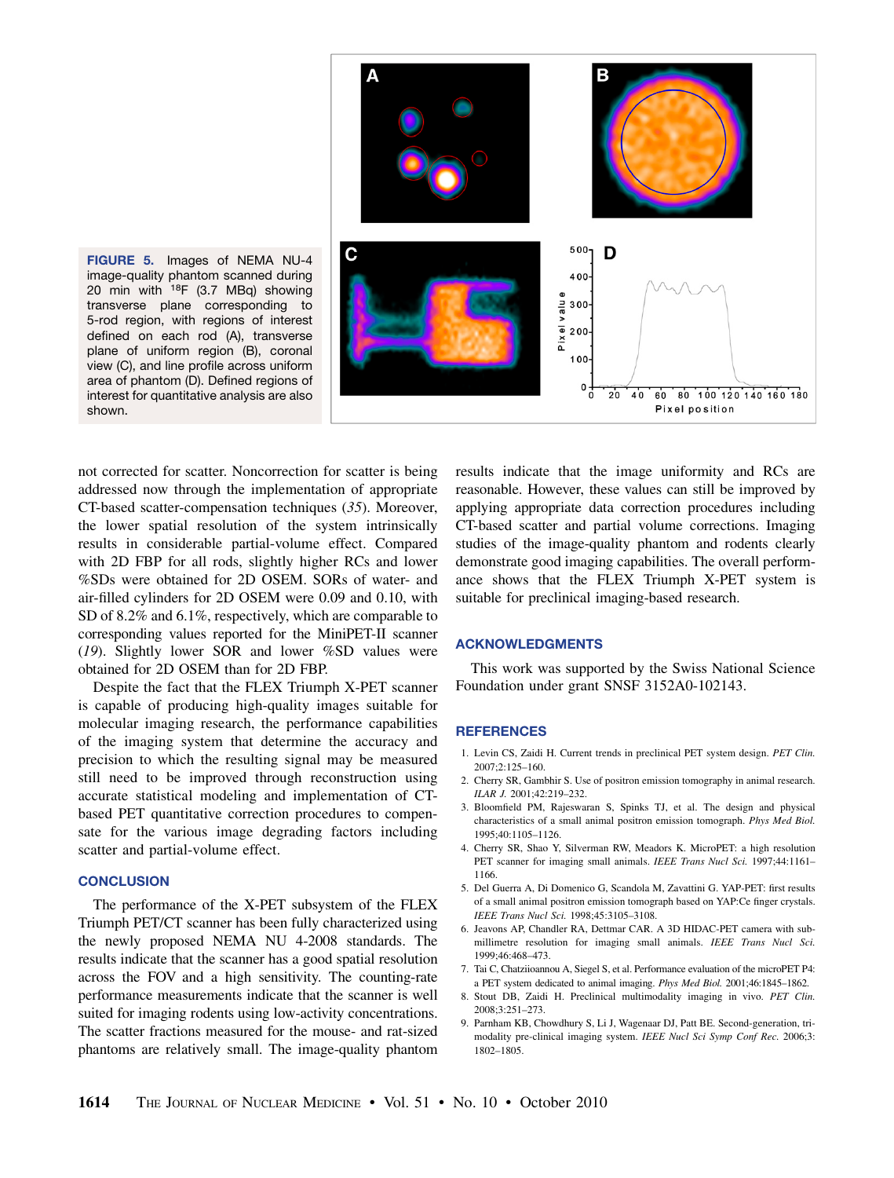FIGURE 5. Images of NEMA NU-4 image-quality phantom scanned during 20 min with $^{18}F$ (3.7 MBq) showing transverse plane corresponding to 5-rod region, with regions of interest defined on each rod (A), transverse plane of uniform region (B), coronal view (C), and line profile across uniform area of phantom (D). Defined regions of interest for quantitative analysis are also shown.

not corrected for scatter. Noncorrection for scatter is being addressed now through the implementation of appropriate CT-based scatter-compensation techniques (*35*). Moreover, the lower spatial resolution of the system intrinsically results in considerable partial-volume effect. Compared with 2D FBP for all rods, slightly higher RCs and lower %SDs were obtained for 2D OSEM. SORs of water- and air-filled cylinders for 2D OSEM were 0.09 and 0.10, with SD of 8.2% and 6.1%, respectively, which are comparable to corresponding values reported for the MiniPET-II scanner (*19*). Slightly lower SOR and lower %SD values were obtained for 2D OSEM than for 2D FBP.

Despite the fact that the FLEX Triumph X-PET scanner is capable of producing high-quality images suitable for molecular imaging research, the performance capabilities of the imaging system that determine the accuracy and precision to which the resulting signal may be measured still need to be improved through reconstruction using accurate statistical modeling and implementation of CT-based PET quantitative correction procedures to compensate for the various image degrading factors including scatter and partial-volume effect.

## CONCLUSION

The performance of the X-PET subsystem of the FLEX Triumph PET/CT scanner has been fully characterized using the newly proposed NEMA NU 4-2008 standards. The results indicate that the scanner has a good spatial resolution across the FOV and a high sensitivity. The counting-rate performance measurements indicate that the scanner is well suited for imaging rodents using low-activity concentrations. The scatter fractions measured for the mouse- and rat-sized phantoms are relatively small. The image-quality phantom results indicate that the image uniformity and RCs are reasonable. However, these values can still be improved by applying appropriate data correction procedures including CT-based scatter and partial volume corrections. Imaging studies of the image-quality phantom and rodents clearly demonstrate good imaging capabilities. The overall performance shows that the FLEX Triumph X-PET system is suitable for preclinical imaging-based research.

## ACKNOWLEDGMENTS

This work was supported by the Swiss National Science Foundation under grant SNSF 3152A0-102143.

## REFERENCES

1. Levin CS, Zaidi H. Current trends in preclinical PET system design. *PET Clin.* 2007;2:125–160.
2. Cherry SR, Gambhir S. Use of positron emission tomography in animal research. *ILAR J.* 2001;42:219–232.
3. Bloomfield PM, Rajeswaran S, Spinks TJ, et al. The design and physical characteristics of a small animal positron emission tomograph. *Phys Med Biol.* 1995;40:1105–1126.
4. Cherry SR, Shao Y, Silverman RW, Meadors K. MicroPET: a high resolution PET scanner for imaging small animals. *IEEE Trans Nucl Sci.* 1997;44:1161–1166.
5. Del Guerra A, Di Domenico G, Scandola M, Zavattini G. YAP-PET: first results of a small animal positron emission tomograph based on YAP:Ce finger crystals. *IEEE Trans Nucl Sci.* 1998;45:3105–3108.
6. Jeavons AP, Chandler RA, Dettmar CAR. A 3D HIDAC-PET camera with sub-millimetre resolution for imaging small animals. *IEEE Trans Nucl Sci.* 1999;46:468–473.
7. Tai C, Chatziioannou A, Siegel S, et al. Performance evaluation of the microPET P4: a PET system dedicated to animal imaging. *Phys Med Biol.* 2001;46:1845–1862.
8. Stout DB, Zaidi H. Preclinical multimodality imaging in vivo. *PET Clin.* 2008;3:251–273.
9. Parnham KB, Chowdhury S, Li J, Wagenaar DJ, Patt BE. Second-generation, tri-modality pre-clinical imaging system. *IEEE Nucl Sci Symp Conf Rec.* 2006;3:1802–1805.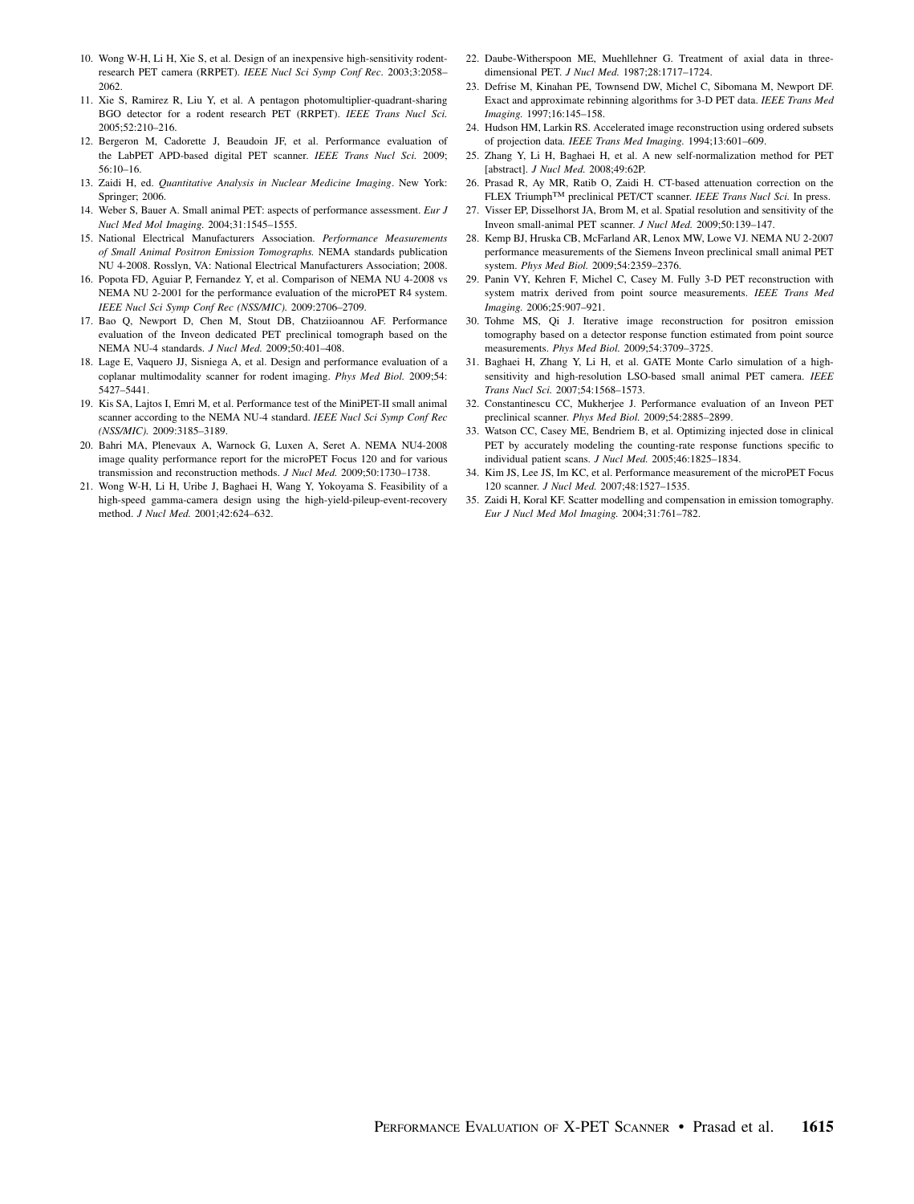10. Wong W-H, Li H, Xie S, et al. Design of an inexpensive high-sensitivity rodent-research PET camera (RRPET). *IEEE Nucl Sci Symp Conf Rec*. 2003;3:2058–2062.
11. Xie S, Ramirez R, Liu Y, et al. A pentagon photomultiplier-quadrant-sharing BGO detector for a rodent research PET (RRPET). *IEEE Trans Nucl Sci.* 2005;52:210–216.
12. Bergeron M, Cadorette J, Beaudoin JF, et al. Performance evaluation of the LabPET APD-based digital PET scanner. *IEEE Trans Nucl Sci.* 2009; 56:10–16.
13. Zaidi H, ed. *Quantitative Analysis in Nuclear Medicine Imaging*. New York: Springer; 2006.
14. Weber S, Bauer A. Small animal PET: aspects of performance assessment. *Eur J Nucl Med Mol Imaging.* 2004;31:1545–1555.
15. National Electrical Manufacturers Association. *Performance Measurements of Small Animal Positron Emission Tomographs.* NEMA standards publication NU 4-2008. Rosslyn, VA: National Electrical Manufacturers Association; 2008.
16. Popota FD, Aguiar P, Fernandez Y, et al. Comparison of NEMA NU 4-2008 vs NEMA NU 2-2001 for the performance evaluation of the microPET R4 system. *IEEE Nucl Sci Symp Conf Rec (NSS/MIC).* 2009:2706–2709.
17. Bao Q, Newport D, Chen M, Stout DB, Chatziioannou AF. Performance evaluation of the Inveon dedicated PET preclinical tomograph based on the NEMA NU-4 standards. *J Nucl Med.* 2009;50:401–408.
18. Lage E, Vaquero JJ, Sisniega A, et al. Design and performance evaluation of a coplanar multimodality scanner for rodent imaging. *Phys Med Biol.* 2009;54: 5427–5441.
19. Kis SA, Lajtos I, Emri M, et al. Performance test of the MiniPET-II small animal scanner according to the NEMA NU-4 standard. *IEEE Nucl Sci Symp Conf Rec (NSS/MIC).* 2009:3185–3189.
20. Bahri MA, Plenevaux A, Warnock G, Luxen A, Seret A. NEMA NU4-2008 image quality performance report for the microPET Focus 120 and for various transmission and reconstruction methods. *J Nucl Med.* 2009;50:1730–1738.
21. Wong W-H, Li H, Uribe J, Baghaei H, Wang Y, Yokoyama S. Feasibility of a high-speed gamma-camera design using the high-yield-pileup-event-recovery method. *J Nucl Med.* 2001;42:624–632.
22. Daube-Witherspoon ME, Muehllehner G. Treatment of axial data in three-dimensional PET. *J Nucl Med.* 1987;28:1717–1724.
23. Defrise M, Kinahan PE, Townsend DW, Michel C, Sibomana M, Newport DF. Exact and approximate rebinning algorithms for 3-D PET data. *IEEE Trans Med Imaging.* 1997;16:145–158.
24. Hudson HM, Larkin RS. Accelerated image reconstruction using ordered subsets of projection data. *IEEE Trans Med Imaging.* 1994;13:601–609.
25. Zhang Y, Li H, Baghaei H, et al. A new self-normalization method for PET [abstract]. *J Nucl Med.* 2008;49:62P.
26. Prasad R, Ay MR, Ratib O, Zaidi H. CT-based attenuation correction on the FLEX Triumph™ preclinical PET/CT scanner. *IEEE Trans Nucl Sci.* In press.
27. Visser EP, Disselhorst JA, Brom M, et al. Spatial resolution and sensitivity of the Inveon small-animal PET scanner. *J Nucl Med.* 2009;50:139–147.
28. Kemp BJ, Hruska CB, McFarland AR, Lenox MW, Lowe VJ. NEMA NU 2-2007 performance measurements of the Siemens Inveon preclinical small animal PET system. *Phys Med Biol.* 2009;54:2359–2376.
29. Panin VY, Kehren F, Michel C, Casey M. Fully 3-D PET reconstruction with system matrix derived from point source measurements. *IEEE Trans Med Imaging.* 2006;25:907–921.
30. Tohme MS, Qi J. Iterative image reconstruction for positron emission tomography based on a detector response function estimated from point source measurements. *Phys Med Biol.* 2009;54:3709–3725.
31. Baghaei H, Zhang Y, Li H, et al. GATE Monte Carlo simulation of a high-sensitivity and high-resolution LSO-based small animal PET camera. *IEEE Trans Nucl Sci.* 2007;54:1568–1573.
32. Constantinescu CC, Mukherjee J. Performance evaluation of an Inveon PET preclinical scanner. *Phys Med Biol.* 2009;54:2885–2899.
33. Watson CC, Casey ME, Bendriem B, et al. Optimizing injected dose in clinical PET by accurately modeling the counting-rate response functions specific to individual patient scans. *J Nucl Med.* 2005;46:1825–1834.
34. Kim JS, Lee JS, Im KC, et al. Performance measurement of the microPET Focus 120 scanner. *J Nucl Med.* 2007;48:1527–1535.
35. Zaidi H, Koral KF. Scatter modelling and compensation in emission tomography. *Eur J Nucl Med Mol Imaging.* 2004;31:761–782.